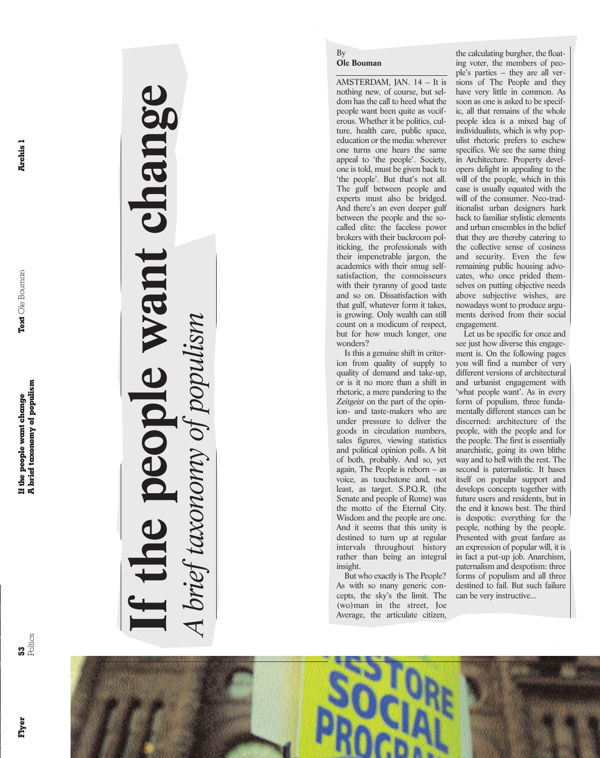# If the people want change

## *A brief taxonomy of populism*

By
**Ole Bouman**

AMSTERDAM, JAN. 14 – It is nothing new, of course, but seldom has the call to heed what the people want been quite as vociferous. Whether it be politics, culture, health care, public space, education or the media: wherever one turns one hears the same appeal to 'the people'. Society, one is told, must be given back to 'the people'. But that's not all. The gulf between people and experts must also be bridged. And there's an even deeper gulf between the people and the so-called elite: the faceless power brokers with their backroom politicking, the professionals with their impenetrable jargon, the academics with their smug self-satisfaction, the connoisseurs with their tyranny of good taste and so on. Dissatisfaction with that gulf, whatever form it takes, is growing. Only wealth can still count on a modicum of respect, but for how much longer, one wonders?

Is this a genuine shift in criterion from quality of supply to quality of demand and take-up, or is it no more than a shift in rhetoric, a mere pandering to the *Zeitgeist* on the part of the opinion- and taste-makers who are under pressure to deliver the goods in circulation numbers, sales figures, viewing statistics and political opinion polls. A bit of both, probably. And so, yet again, The People is reborn – as voice, as touchstone and, not least, as target. S.P.Q.R. (the Senate and people of Rome) was the motto of the Eternal City. Wisdom and the people are one. And it seems that this unity is destined to turn up at regular intervals throughout history rather than being an integral insight.

But who exactly is The People? As with so many generic concepts, the sky's the limit. The (wo)man in the street, Joe Average, the articulate citizen, the calculating burgher, the floating voter, the members of people's parties – they are all versions of The People and they have very little in common. As soon as one is asked to be specific, all that remains of the whole people idea is a mixed bag of individualists, which is why populist rhetoric prefers to eschew specifics. We see the same thing in Architecture. Property developers delight in appealing to the will of the people, which in this case is usually equated with the will of the consumer. Neo-traditionalist urban designers hark back to familiar stylistic elements and urban ensembles in the belief that they are thereby catering to the collective sense of cosiness and security. Even the few remaining public housing advocates, who once prided themselves on putting objective needs above subjective wishes, are nowadays wont to produce arguments derived from their social engagement.

Let us be specific for once and see just how diverse this engagement is. On the following pages you will find a number of very different versions of architectural and urbanist engagement with 'what people want'. As in every form of populism, three fundamentally different stances can be discerned: architecture of the people, with the people and for the people. The first is essentially anarchistic, going its own blithe way and to hell with the rest. The second is paternalistic. It bases itself on popular support and develops concepts together with future users and residents, but in the end it knows best. The third is despotic: everything for the people, nothing by the people. Presented with great fanfare as an expression of popular will, it is in fact a put-up job. Anarchism, paternalism and despotism: three forms of populism and all three destined to fail. But such failure can be very instructive...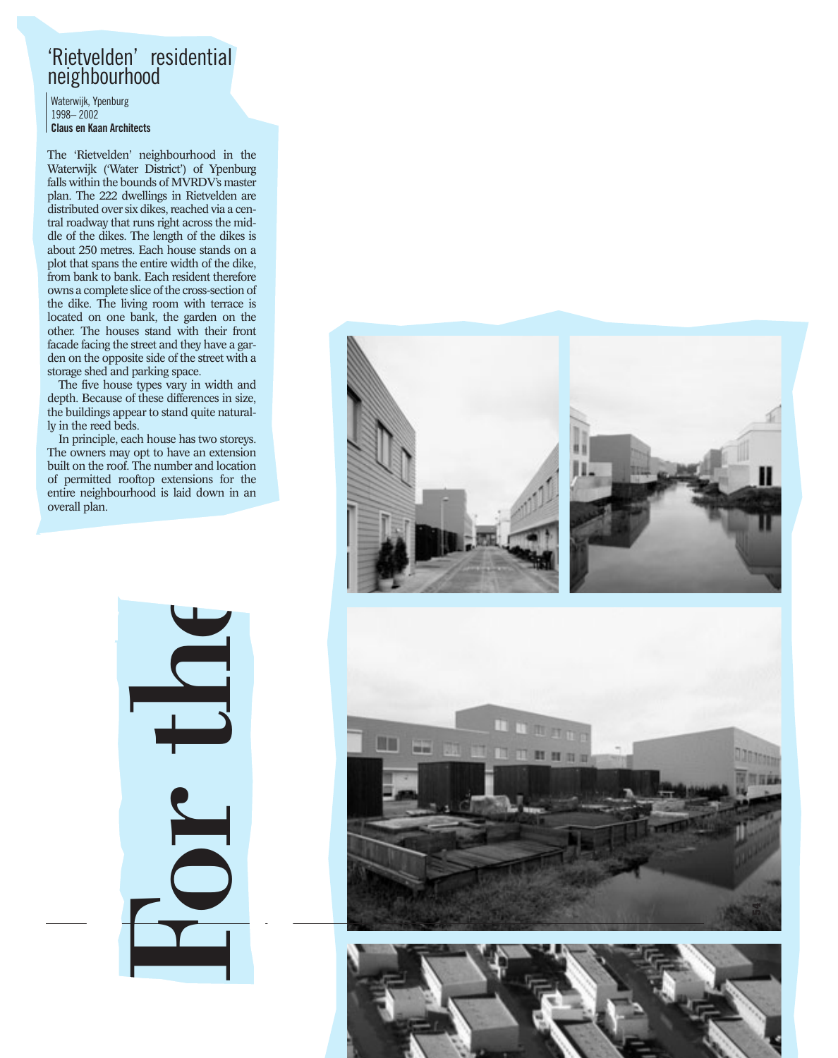## 'Rietvelden' residential neighbourhood

Waterwijk, Ypenburg
1998– 2002
**Claus en Kaan Architects**

The 'Rietvelden' neighbourhood in the Waterwijk ('Water District') of Ypenburg falls within the bounds of MVRDV's master plan. The 222 dwellings in Rietvelden are distributed over six dikes, reached via a central roadway that runs right across the middle of the dikes. The length of the dikes is about 250 metres. Each house stands on a plot that spans the entire width of the dike, from bank to bank. Each resident therefore owns a complete slice of the cross-section of the dike. The living room with terrace is located on one bank, the garden on the other. The houses stand with their front facade facing the street and they have a garden on the opposite side of the street with a storage shed and parking space.

The five house types vary in width and depth. Because of these differences in size, the buildings appear to stand quite naturally in the reed beds.

In principle, each house has two storeys. The owners may opt to have an extension built on the roof. The number and location of permitted rooftop extensions for the entire neighbourhood is laid down in an overall plan.

For the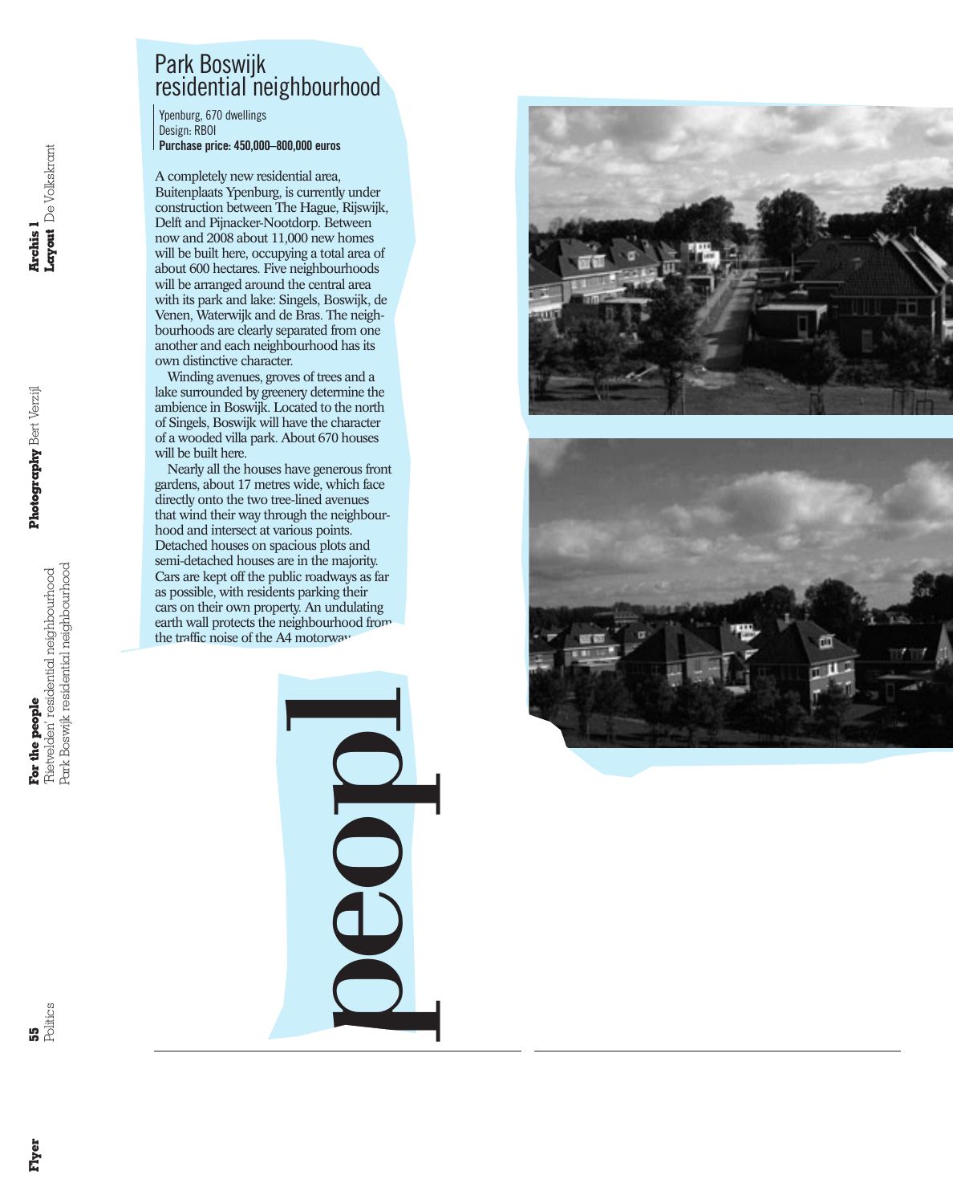# Park Boswijk residential neighbourhood

Ypenburg, 670 dwellings
Design: RBOI
**Purchase price: 450,000–800,000 euros**

A completely new residential area, Buitenplaats Ypenburg, is currently under construction between The Hague, Rijswijk, Delft and Pijnacker-Nootdorp. Between now and 2008 about 11,000 new homes will be built here, occupying a total area of about 600 hectares. Five neighbourhoods will be arranged around the central area with its park and lake: Singels, Boswijk, de Venen, Waterwijk and de Bras. The neighbourhoods are clearly separated from one another and each neighbourhood has its own distinctive character.

Winding avenues, groves of trees and a lake surrounded by greenery determine the ambience in Boswijk. Located to the north of Singels, Boswijk will have the character of a wooded villa park. About 670 houses will be built here.

Nearly all the houses have generous front gardens, about 17 metres wide, which face directly onto the two tree-lined avenues that wind their way through the neighbourhood and intersect at various points. Detached houses on spacious plots and semi-detached houses are in the majority. Cars are kept off the public roadways as far as possible, with residents parking their cars on their own property. An undulating earth wall protects the neighbourhood from the traffic noise of the A4 motorway.

peopl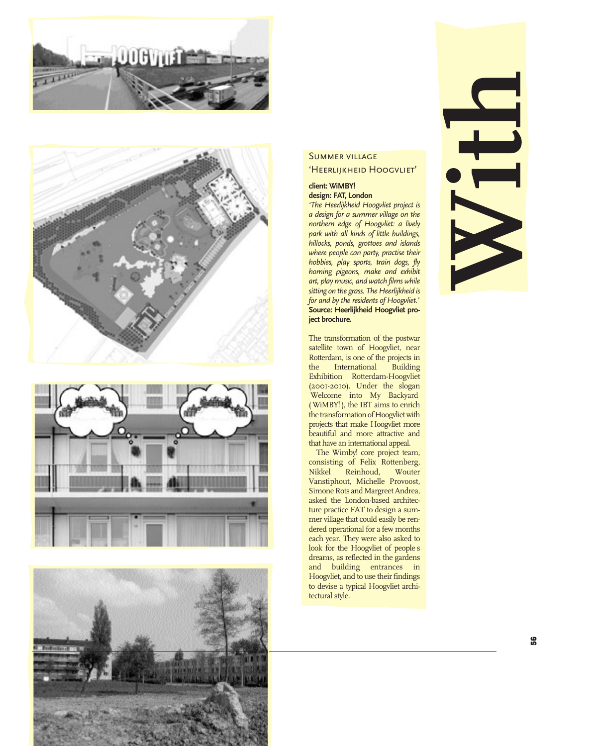# With

## Summer village 'Heerlijkheid Hoogvliet'

**client: WiMBY!**
**design: FAT, London**

*'The Heerlijkheid Hoogvliet project is a design for a summer village on the northern edge of Hoogvliet: a lively park with all kinds of little buildings, hillocks, ponds, grottoes and islands where people can party, practise their hobbies, play sports, train dogs, fly homing pigeons, make and exhibit art, play music, and watch films while sitting on the grass. The Heerlijkheid is for and by the residents of Hoogvliet.'*
**Source: Heerlijkheid Hoogvliet project brochure.**

The transformation of the postwar satellite town of Hoogvliet, near Rotterdam, is one of the projects in the International Building Exhibition Rotterdam-Hoogvliet (2001-2010). Under the slogan Welcome into My Backyard (WiMBY!), the IBT aims to enrich the transformation of Hoogvliet with projects that make Hoogvliet more beautiful and more attractive and that have an international appeal.

The Wimby! core project team, consisting of Felix Rottenberg, Nikkel Reinhoud, Wouter Vanstiphout, Michelle Provoost, Simone Rots and Margreet Andrea, asked the London-based architecture practice FAT to design a summer village that could easily be rendered operational for a few months each year. They were also asked to look for the Hoogvliet of people s dreams, as reflected in the gardens and building entrances in Hoogvliet, and to use their findings to devise a typical Hoogvliet architectural style.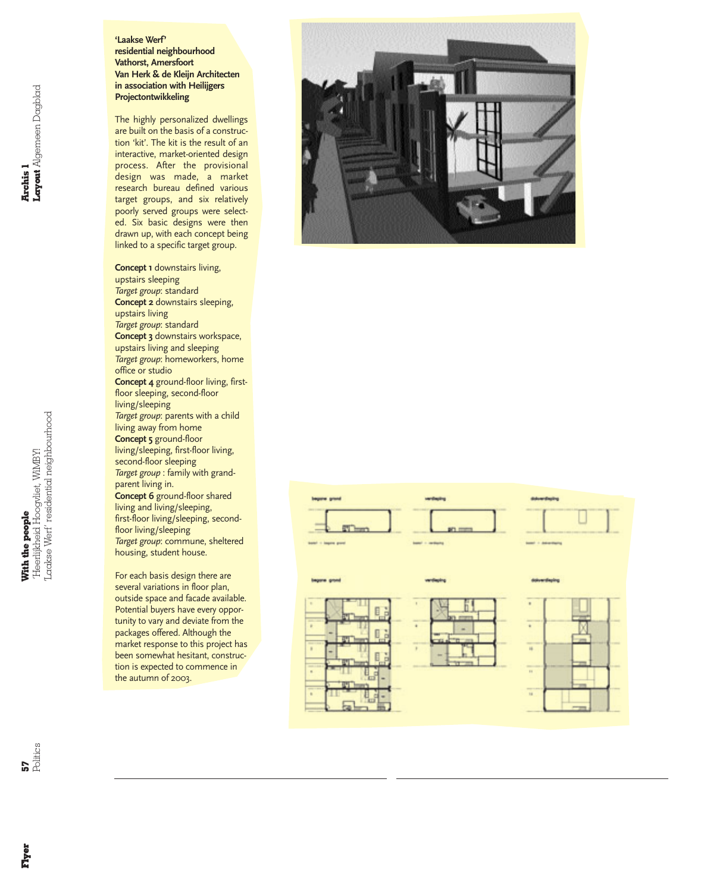**'Laakse Werf'**
**residential neighbourhood**
**Vathorst, Amersfoort**
**Van Herk & de Kleijn Architecten**
**in association with Heilijgers Projectontwikkeling**

The highly personalized dwellings are built on the basis of a construction 'kit'. The kit is the result of an interactive, market-oriented design process. After the provisional design was made, a market research bureau defined various target groups, and six relatively poorly served groups were selected. Six basic designs were then drawn up, with each concept being linked to a specific target group.

**Concept 1** downstairs living, upstairs sleeping
*Target group*: standard
**Concept 2** downstairs sleeping, upstairs living
*Target group*: standard
**Concept 3** downstairs workspace, upstairs living and sleeping
*Target group*: homeworkers, home office or studio
**Concept 4** ground-floor living, first-floor sleeping, second-floor living/sleeping
*Target group*: parents with a child living away from home
**Concept 5** ground-floor living/sleeping, first-floor living, second-floor sleeping
*Target group* : family with grand-parent living in.
**Concept 6** ground-floor shared living and living/sleeping, first-floor living/sleeping, second-floor living/sleeping
*Target group*: commune, sheltered housing, student house.

For each basis design there are several variations in floor plan, outside space and facade available. Potential buyers have every opportunity to vary and deviate from the packages offered. Although the market response to this project has been somewhat hesitant, construction is expected to commence in the autumn of 2003.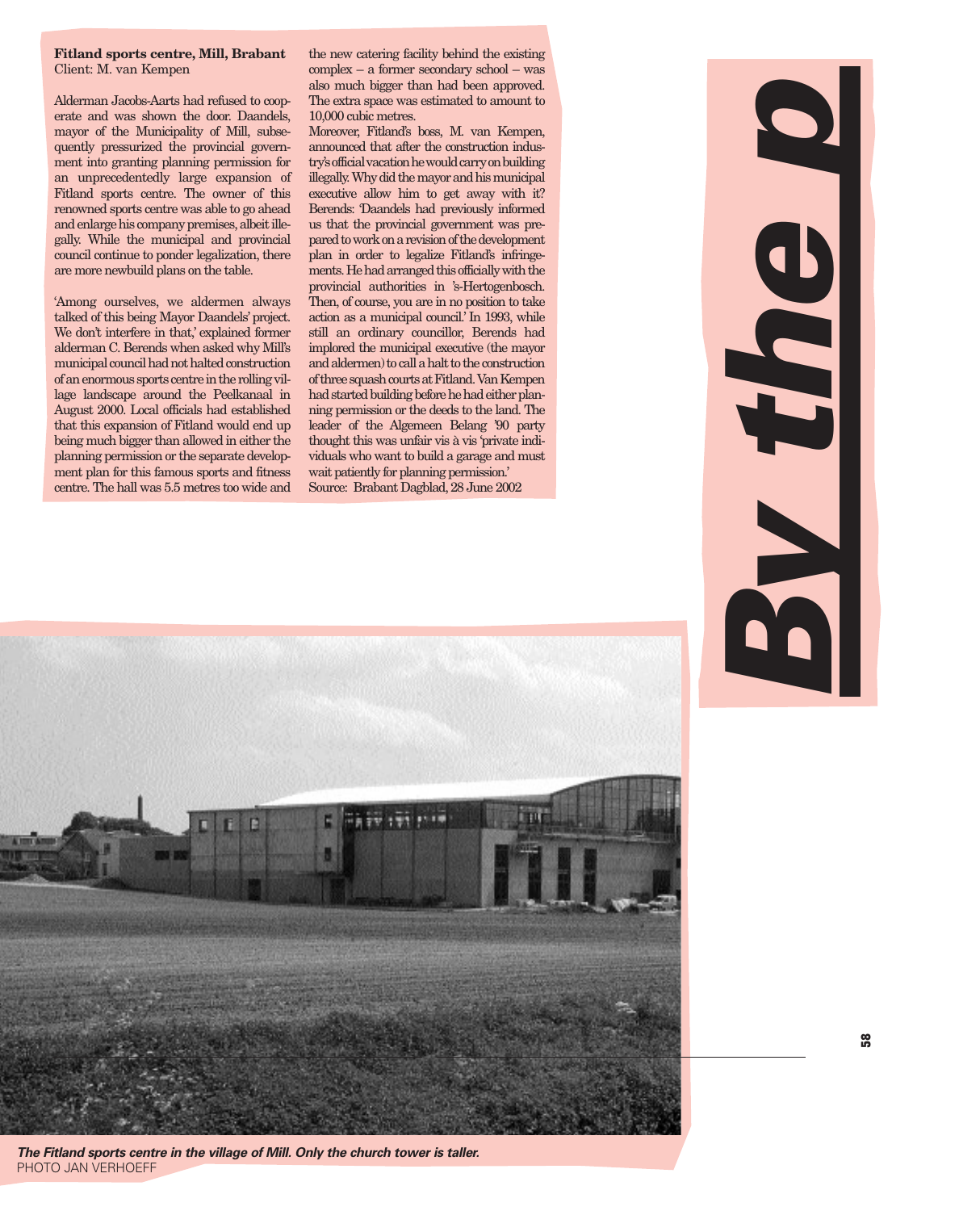**Fitland sports centre, Mill, Brabant**
Client: M. van Kempen

Alderman Jacobs-Aarts had refused to cooperate and was shown the door. Daandels, mayor of the Municipality of Mill, subsequently pressurized the provincial government into granting planning permission for an unprecedentedly large expansion of Fitland sports centre. The owner of this renowned sports centre was able to go ahead and enlarge his company premises, albeit illegally. While the municipal and provincial council continue to ponder legalization, there are more newbuild plans on the table.

'Among ourselves, we aldermen always talked of this being Mayor Daandels' project. We don't interfere in that,' explained former alderman C. Berends when asked why Mill's municipal council had not halted construction of an enormous sports centre in the rolling village landscape around the Peelkanaal in August 2000. Local officials had established that this expansion of Fitland would end up being much bigger than allowed in either the planning permission or the separate development plan for this famous sports and fitness centre. The hall was 5.5 metres too wide and the new catering facility behind the existing complex – a former secondary school – was also much bigger than had been approved. The extra space was estimated to amount to 10,000 cubic metres.

Moreover, Fitland's boss, M. van Kempen, announced that after the construction industry's official vacation he would carry on building illegally. Why did the mayor and his municipal executive allow him to get away with it? Berends: 'Daandels had previously informed us that the provincial government was prepared to work on a revision of the development plan in order to legalize Fitland's infringements. He had arranged this officially with the provincial authorities in 's-Hertogenbosch. Then, of course, you are in no position to take action as a municipal council.' In 1993, while still an ordinary councillor, Berends had implored the municipal executive (the mayor and aldermen) to call a halt to the construction of three squash courts at Fitland. Van Kempen had started building before he had either planning permission or the deeds to the land. The leader of the Algemeen Belang '90 party thought this was unfair vis à vis 'private individuals who want to build a garage and must wait patiently for planning permission.'

Source: Brabant Dagblad, 28 June 2002

***The Fitland sports centre in the village of Mill. Only the church tower is taller.***
PHOTO JAN VERHOEFF

# By the p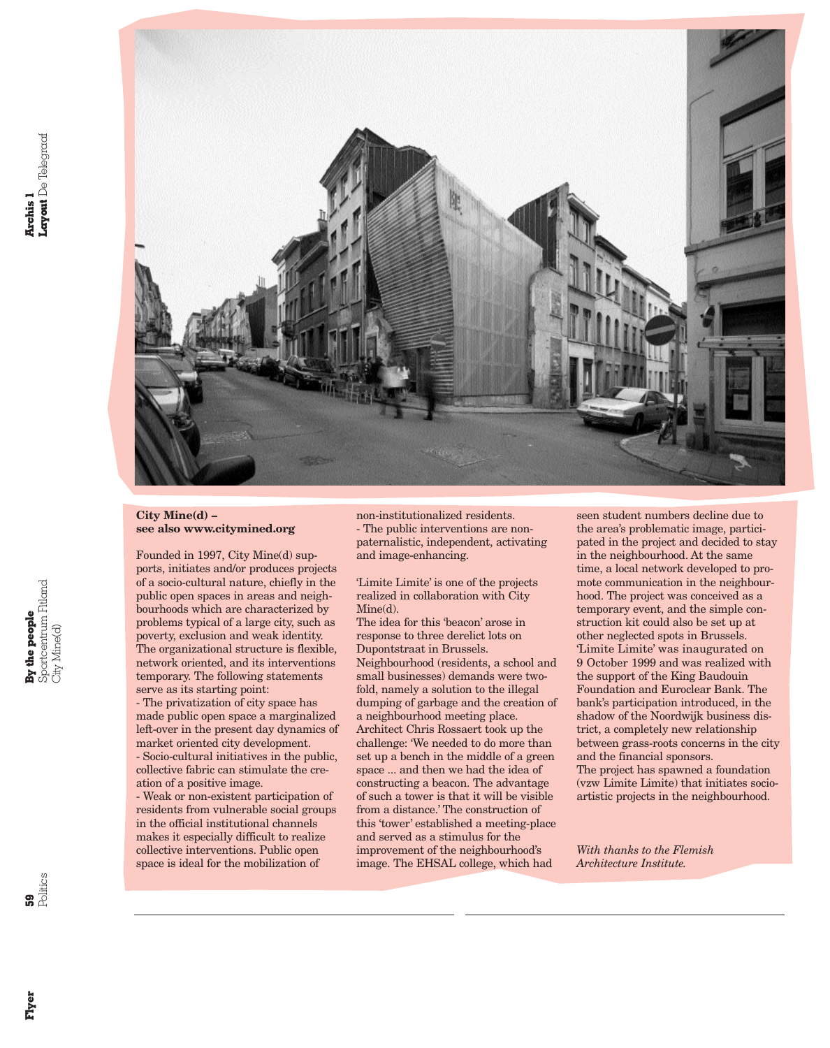**City Mine(d) – see also www.citymined.org**

Founded in 1997, City Mine(d) supports, initiates and/or produces projects of a socio-cultural nature, chiefly in the public open spaces in areas and neighbourhoods which are characterized by problems typical of a large city, such as poverty, exclusion and weak identity. The organizational structure is flexible, network oriented, and its interventions temporary. The following statements serve as its starting point:

- The privatization of city space has made public open space a marginalized left-over in the present day dynamics of market oriented city development.
- Socio-cultural initiatives in the public, collective fabric can stimulate the creation of a positive image.
- Weak or non-existent participation of residents from vulnerable social groups in the official institutional channels makes it especially difficult to realize collective interventions. Public open space is ideal for the mobilization of non-institutionalized residents.
- The public interventions are non-paternalistic, independent, activating and image-enhancing.

'Limite Limite' is one of the projects realized in collaboration with City Mine(d).

The idea for this 'beacon' arose in response to three derelict lots on Dupontstraat in Brussels. Neighbourhood (residents, a school and small businesses) demands were twofold, namely a solution to the illegal dumping of garbage and the creation of a neighbourhood meeting place. Architect Chris Rossaert took up the challenge: 'We needed to do more than set up a bench in the middle of a green space ... and then we had the idea of constructing a beacon. The advantage of such a tower is that it will be visible from a distance.' The construction of this 'tower' established a meeting-place and served as a stimulus for the improvement of the neighbourhood's image. The EHSAL college, which had seen student numbers decline due to the area's problematic image, participated in the project and decided to stay in the neighbourhood. At the same time, a local network developed to promote communication in the neighbourhood. The project was conceived as a temporary event, and the simple construction kit could also be set up at other neglected spots in Brussels.

'Limite Limite' was inaugurated on 9 October 1999 and was realized with the support of the King Baudouin Foundation and Euroclear Bank. The bank's participation introduced, in the shadow of the Noordwijk business district, a completely new relationship between grass-roots concerns in the city and the financial sponsors.

The project has spawned a foundation (vzw Limite Limite) that initiates socio-artistic projects in the neighbourhood.

*With thanks to the Flemish Architecture Institute.*